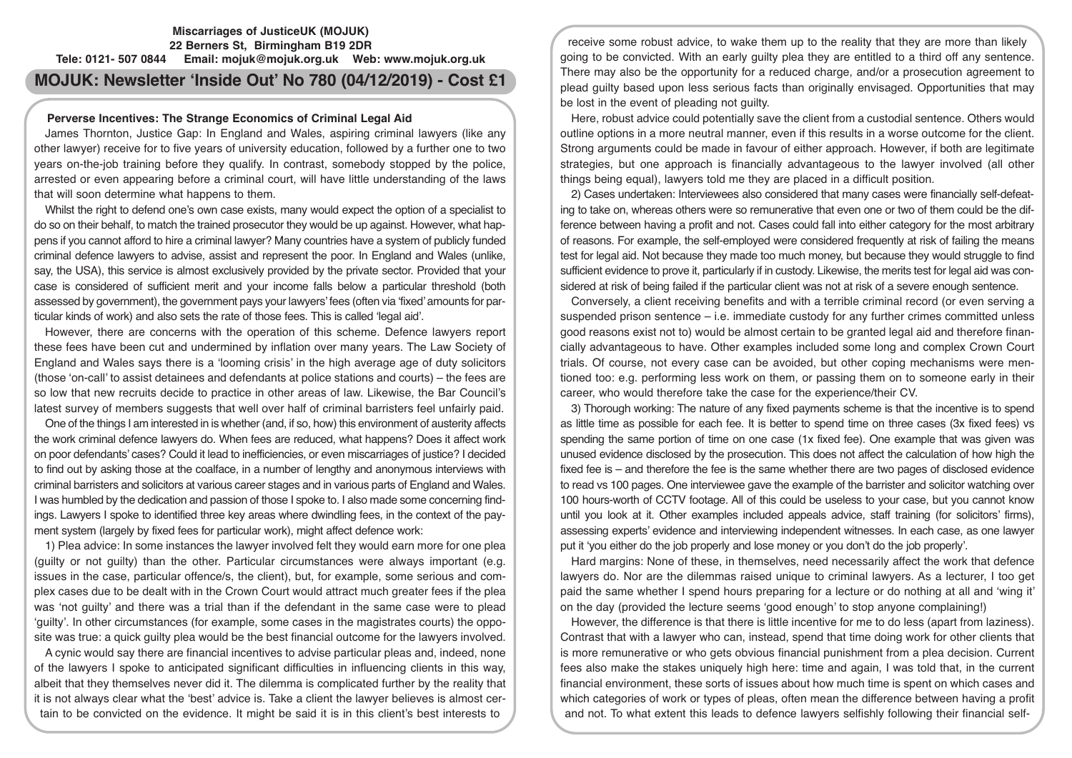**Miscarriages of JusticeUK (MOJUK)**
**22 Berners St, Birmingham B19 2DR**
**Tele: 0121- 507 0844 Email: mojuk@mojuk.org.uk Web: www.mojuk.org.uk**

# MOJUK: Newsletter 'Inside Out' No 780 (04/12/2019) - Cost £1

## Perverse Incentives: The Strange Economics of Criminal Legal Aid

James Thornton, Justice Gap: In England and Wales, aspiring criminal lawyers (like any other lawyer) receive for to five years of university education, followed by a further one to two years on-the-job training before they qualify. In contrast, somebody stopped by the police, arrested or even appearing before a criminal court, will have little understanding of the laws that will soon determine what happens to them.

Whilst the right to defend one's own case exists, many would expect the option of a specialist to do so on their behalf, to match the trained prosecutor they would be up against. However, what happens if you cannot afford to hire a criminal lawyer? Many countries have a system of publicly funded criminal defence lawyers to advise, assist and represent the poor. In England and Wales (unlike, say, the USA), this service is almost exclusively provided by the private sector. Provided that your case is considered of sufficient merit and your income falls below a particular threshold (both assessed by government), the government pays your lawyers' fees (often via 'fixed' amounts for particular kinds of work) and also sets the rate of those fees. This is called 'legal aid'.

However, there are concerns with the operation of this scheme. Defence lawyers report these fees have been cut and undermined by inflation over many years. The Law Society of England and Wales says there is a 'looming crisis' in the high average age of duty solicitors (those 'on-call' to assist detainees and defendants at police stations and courts) – the fees are so low that new recruits decide to practice in other areas of law. Likewise, the Bar Council's latest survey of members suggests that well over half of criminal barristers feel unfairly paid.

One of the things I am interested in is whether (and, if so, how) this environment of austerity affects the work criminal defence lawyers do. When fees are reduced, what happens? Does it affect work on poor defendants' cases? Could it lead to inefficiencies, or even miscarriages of justice? I decided to find out by asking those at the coalface, in a number of lengthy and anonymous interviews with criminal barristers and solicitors at various career stages and in various parts of England and Wales. I was humbled by the dedication and passion of those I spoke to. I also made some concerning findings. Lawyers I spoke to identified three key areas where dwindling fees, in the context of the payment system (largely by fixed fees for particular work), might affect defence work:

1) Plea advice: In some instances the lawyer involved felt they would earn more for one plea (guilty or not guilty) than the other. Particular circumstances were always important (e.g. issues in the case, particular offence/s, the client), but, for example, some serious and complex cases due to be dealt with in the Crown Court would attract much greater fees if the plea was 'not guilty' and there was a trial than if the defendant in the same case were to plead 'guilty'. In other circumstances (for example, some cases in the magistrates courts) the opposite was true: a quick guilty plea would be the best financial outcome for the lawyers involved.

A cynic would say there are financial incentives to advise particular pleas and, indeed, none of the lawyers I spoke to anticipated significant difficulties in influencing clients in this way, albeit that they themselves never did it. The dilemma is complicated further by the reality that it is not always clear what the 'best' advice is. Take a client the lawyer believes is almost certain to be convicted on the evidence. It might be said it is in this client's best interests to receive some robust advice, to wake them up to the reality that they are more than likely going to be convicted. With an early guilty plea they are entitled to a third off any sentence. There may also be the opportunity for a reduced charge, and/or a prosecution agreement to plead guilty based upon less serious facts than originally envisaged. Opportunities that may be lost in the event of pleading not guilty.

Here, robust advice could potentially save the client from a custodial sentence. Others would outline options in a more neutral manner, even if this results in a worse outcome for the client. Strong arguments could be made in favour of either approach. However, if both are legitimate strategies, but one approach is financially advantageous to the lawyer involved (all other things being equal), lawyers told me they are placed in a difficult position.

2) Cases undertaken: Interviewees also considered that many cases were financially self-defeating to take on, whereas others were so remunerative that even one or two of them could be the difference between having a profit and not. Cases could fall into either category for the most arbitrary of reasons. For example, the self-employed were considered frequently at risk of failing the means test for legal aid. Not because they made too much money, but because they would struggle to find sufficient evidence to prove it, particularly if in custody. Likewise, the merits test for legal aid was considered at risk of being failed if the particular client was not at risk of a severe enough sentence.

Conversely, a client receiving benefits and with a terrible criminal record (or even serving a suspended prison sentence – i.e. immediate custody for any further crimes committed unless good reasons exist not to) would be almost certain to be granted legal aid and therefore financially advantageous to have. Other examples included some long and complex Crown Court trials. Of course, not every case can be avoided, but other coping mechanisms were mentioned too: e.g. performing less work on them, or passing them on to someone early in their career, who would therefore take the case for the experience/their CV.

3) Thorough working: The nature of any fixed payments scheme is that the incentive is to spend as little time as possible for each fee. It is better to spend time on three cases (3x fixed fees) vs spending the same portion of time on one case (1x fixed fee). One example that was given was unused evidence disclosed by the prosecution. This does not affect the calculation of how high the fixed fee is – and therefore the fee is the same whether there are two pages of disclosed evidence to read vs 100 pages. One interviewee gave the example of the barrister and solicitor watching over 100 hours-worth of CCTV footage. All of this could be useless to your case, but you cannot know until you look at it. Other examples included appeals advice, staff training (for solicitors' firms), assessing experts' evidence and interviewing independent witnesses. In each case, as one lawyer put it 'you either do the job properly and lose money or you don't do the job properly'.

Hard margins: None of these, in themselves, need necessarily affect the work that defence lawyers do. Nor are the dilemmas raised unique to criminal lawyers. As a lecturer, I too get paid the same whether I spend hours preparing for a lecture or do nothing at all and 'wing it' on the day (provided the lecture seems 'good enough' to stop anyone complaining!)

However, the difference is that there is little incentive for me to do less (apart from laziness). Contrast that with a lawyer who can, instead, spend that time doing work for other clients that is more remunerative or who gets obvious financial punishment from a plea decision. Current fees also make the stakes uniquely high here: time and again, I was told that, in the current financial environment, these sorts of issues about how much time is spent on which cases and which categories of work or types of pleas, often mean the difference between having a profit and not. To what extent this leads to defence lawyers selfishly following their financial self-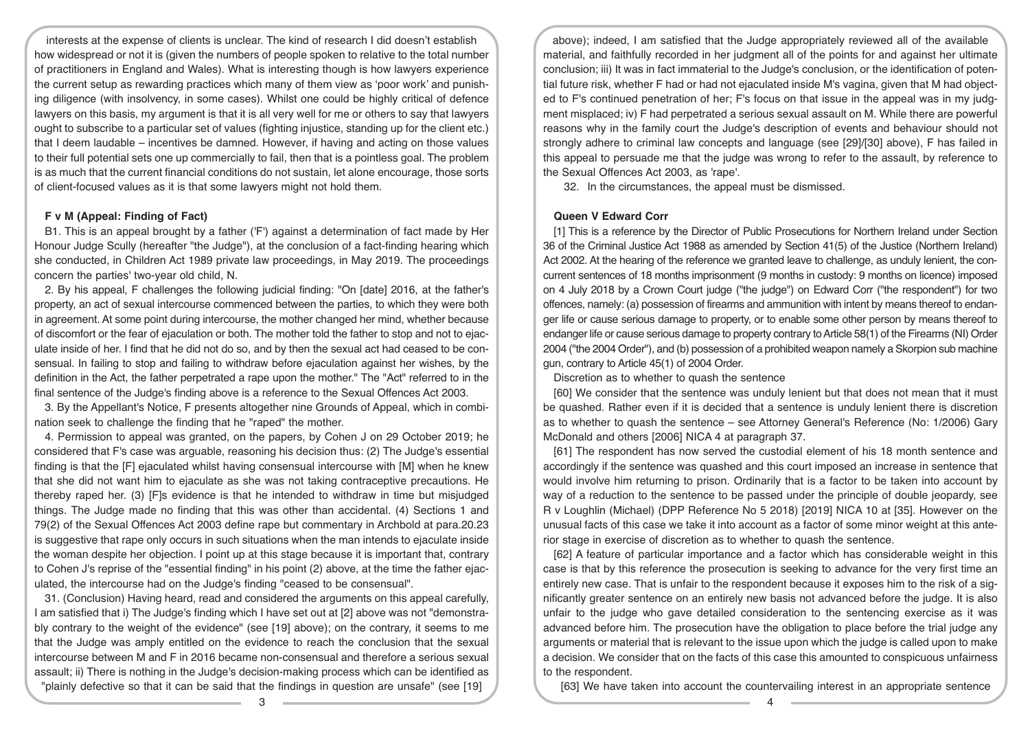interests at the expense of clients is unclear. The kind of research I did doesn't establish how widespread or not it is (given the numbers of people spoken to relative to the total number of practitioners in England and Wales). What is interesting though is how lawyers experience the current setup as rewarding practices which many of them view as 'poor work' and punishing diligence (with insolvency, in some cases). Whilst one could be highly critical of defence lawyers on this basis, my argument is that it is all very well for me or others to say that lawyers ought to subscribe to a particular set of values (fighting injustice, standing up for the client etc.) that I deem laudable – incentives be damned. However, if having and acting on those values to their full potential sets one up commercially to fail, then that is a pointless goal. The problem is as much that the current financial conditions do not sustain, let alone encourage, those sorts of client-focused values as it is that some lawyers might not hold them.

### F v M (Appeal: Finding of Fact)

B1. This is an appeal brought by a father ('F') against a determination of fact made by Her Honour Judge Scully (hereafter "the Judge"), at the conclusion of a fact-finding hearing which she conducted, in Children Act 1989 private law proceedings, in May 2019. The proceedings concern the parties' two-year old child, N.

2. By his appeal, F challenges the following judicial finding: "On [date] 2016, at the father's property, an act of sexual intercourse commenced between the parties, to which they were both in agreement. At some point during intercourse, the mother changed her mind, whether because of discomfort or the fear of ejaculation or both. The mother told the father to stop and not to ejaculate inside of her. I find that he did not do so, and by then the sexual act had ceased to be consensual. In failing to stop and failing to withdraw before ejaculation against her wishes, by the definition in the Act, the father perpetrated a rape upon the mother." The "Act" referred to in the final sentence of the Judge's finding above is a reference to the Sexual Offences Act 2003.

3. By the Appellant's Notice, F presents altogether nine Grounds of Appeal, which in combination seek to challenge the finding that he "raped" the mother.

4. Permission to appeal was granted, on the papers, by Cohen J on 29 October 2019; he considered that F's case was arguable, reasoning his decision thus: (2) The Judge's essential finding is that the [F] ejaculated whilst having consensual intercourse with [M] when he knew that she did not want him to ejaculate as she was not taking contraceptive precautions. He thereby raped her. (3) [F]s evidence is that he intended to withdraw in time but misjudged things. The Judge made no finding that this was other than accidental. (4) Sections 1 and 79(2) of the Sexual Offences Act 2003 define rape but commentary in Archbold at para.20.23 is suggestive that rape only occurs in such situations when the man intends to ejaculate inside the woman despite her objection. I point up at this stage because it is important that, contrary to Cohen J's reprise of the "essential finding" in his point (2) above, at the time the father ejaculated, the intercourse had on the Judge's finding "ceased to be consensual".

31. (Conclusion) Having heard, read and considered the arguments on this appeal carefully, I am satisfied that i) The Judge's finding which I have set out at [2] above was not "demonstrably contrary to the weight of the evidence" (see [19] above); on the contrary, it seems to me that the Judge was amply entitled on the evidence to reach the conclusion that the sexual intercourse between M and F in 2016 became non-consensual and therefore a serious sexual assault; ii) There is nothing in the Judge's decision-making process which can be identified as "plainly defective so that it can be said that the findings in question are unsafe" (see [19] above); indeed, I am satisfied that the Judge appropriately reviewed all of the available material, and faithfully recorded in her judgment all of the points for and against her ultimate conclusion; iii) It was in fact immaterial to the Judge's conclusion, or the identification of potential future risk, whether F had or had not ejaculated inside M's vagina, given that M had objected to F's continued penetration of her; F's focus on that issue in the appeal was in my judgment misplaced; iv) F had perpetrated a serious sexual assault on M. While there are powerful reasons why in the family court the Judge's description of events and behaviour should not strongly adhere to criminal law concepts and language (see [29]/[30] above), F has failed in this appeal to persuade me that the judge was wrong to refer to the assault, by reference to the Sexual Offences Act 2003, as 'rape'.

32. In the circumstances, the appeal must be dismissed.

### Queen V Edward Corr

[1] This is a reference by the Director of Public Prosecutions for Northern Ireland under Section 36 of the Criminal Justice Act 1988 as amended by Section 41(5) of the Justice (Northern Ireland) Act 2002. At the hearing of the reference we granted leave to challenge, as unduly lenient, the concurrent sentences of 18 months imprisonment (9 months in custody: 9 months on licence) imposed on 4 July 2018 by a Crown Court judge ("the judge") on Edward Corr ("the respondent") for two offences, namely: (a) possession of firearms and ammunition with intent by means thereof to endanger life or cause serious damage to property, or to enable some other person by means thereof to endanger life or cause serious damage to property contrary to Article 58(1) of the Firearms (NI) Order 2004 ("the 2004 Order"), and (b) possession of a prohibited weapon namely a Skorpion sub machine gun, contrary to Article 45(1) of 2004 Order.

Discretion as to whether to quash the sentence

[60] We consider that the sentence was unduly lenient but that does not mean that it must be quashed. Rather even if it is decided that a sentence is unduly lenient there is discretion as to whether to quash the sentence – see Attorney General's Reference (No: 1/2006) Gary McDonald and others [2006] NICA 4 at paragraph 37.

[61] The respondent has now served the custodial element of his 18 month sentence and accordingly if the sentence was quashed and this court imposed an increase in sentence that would involve him returning to prison. Ordinarily that is a factor to be taken into account by way of a reduction to the sentence to be passed under the principle of double jeopardy, see R v Loughlin (Michael) (DPP Reference No 5 2018) [2019] NICA 10 at [35]. However on the unusual facts of this case we take it into account as a factor of some minor weight at this anterior stage in exercise of discretion as to whether to quash the sentence.

[62] A feature of particular importance and a factor which has considerable weight in this case is that by this reference the prosecution is seeking to advance for the very first time an entirely new case. That is unfair to the respondent because it exposes him to the risk of a significantly greater sentence on an entirely new basis not advanced before the judge. It is also unfair to the judge who gave detailed consideration to the sentencing exercise as it was advanced before him. The prosecution have the obligation to place before the trial judge any arguments or material that is relevant to the issue upon which the judge is called upon to make a decision. We consider that on the facts of this case this amounted to conspicuous unfairness to the respondent.

[63] We have taken into account the countervailing interest in an appropriate sentence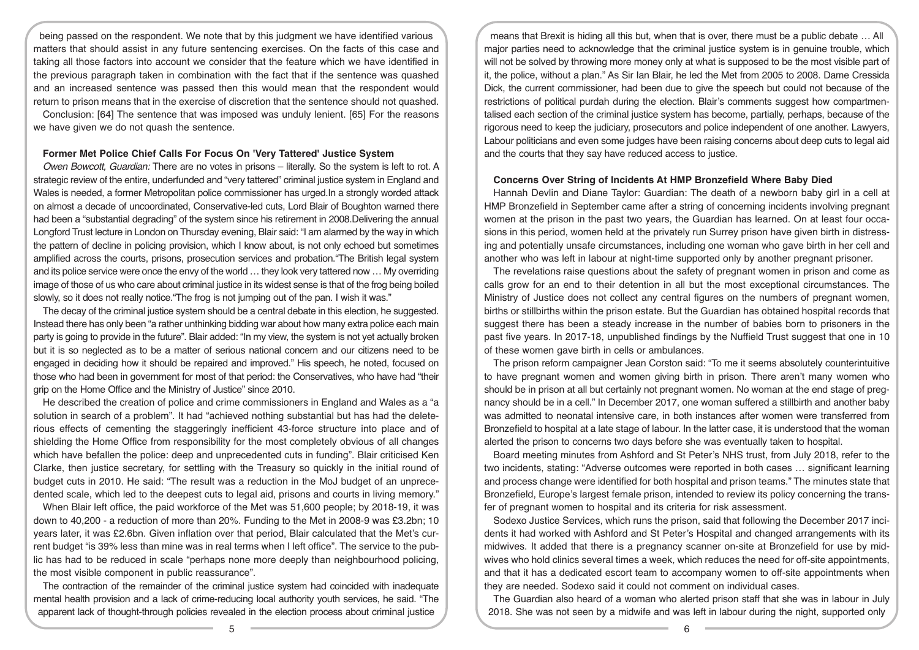being passed on the respondent. We note that by this judgment we have identified various matters that should assist in any future sentencing exercises. On the facts of this case and taking all those factors into account we consider that the feature which we have identified in the previous paragraph taken in combination with the fact that if the sentence was quashed and an increased sentence was passed then this would mean that the respondent would return to prison means that in the exercise of discretion that the sentence should not quashed.

Conclusion: [64] The sentence that was imposed was unduly lenient. [65] For the reasons we have given we do not quash the sentence.

### Former Met Police Chief Calls For Focus On 'Very Tattered' Justice System

*Owen Bowcott, Guardian:* There are no votes in prisons – literally. So the system is left to rot. A strategic review of the entire, underfunded and "very tattered" criminal justice system in England and Wales is needed, a former Metropolitan police commissioner has urged.In a strongly worded attack on almost a decade of uncoordinated, Conservative-led cuts, Lord Blair of Boughton warned there had been a "substantial degrading" of the system since his retirement in 2008.Delivering the annual Longford Trust lecture in London on Thursday evening, Blair said: "I am alarmed by the way in which the pattern of decline in policing provision, which I know about, is not only echoed but sometimes amplified across the courts, prisons, prosecution services and probation."The British legal system and its police service were once the envy of the world … they look very tattered now … My overriding image of those of us who care about criminal justice in its widest sense is that of the frog being boiled slowly, so it does not really notice."The frog is not jumping out of the pan. I wish it was."

The decay of the criminal justice system should be a central debate in this election, he suggested. Instead there has only been "a rather unthinking bidding war about how many extra police each main party is going to provide in the future". Blair added: "In my view, the system is not yet actually broken but it is so neglected as to be a matter of serious national concern and our citizens need to be engaged in deciding how it should be repaired and improved." His speech, he noted, focused on those who had been in government for most of that period: the Conservatives, who have had "their grip on the Home Office and the Ministry of Justice" since 2010.

He described the creation of police and crime commissioners in England and Wales as a "a solution in search of a problem". It had "achieved nothing substantial but has had the deleterious effects of cementing the staggeringly inefficient 43-force structure into place and of shielding the Home Office from responsibility for the most completely obvious of all changes which have befallen the police: deep and unprecedented cuts in funding". Blair criticised Ken Clarke, then justice secretary, for settling with the Treasury so quickly in the initial round of budget cuts in 2010. He said: "The result was a reduction in the MoJ budget of an unprecedented scale, which led to the deepest cuts to legal aid, prisons and courts in living memory."

When Blair left office, the paid workforce of the Met was 51,600 people; by 2018-19, it was down to 40,200 - a reduction of more than 20%. Funding to the Met in 2008-9 was £3.2bn; 10 years later, it was £2.6bn. Given inflation over that period, Blair calculated that the Met's current budget "is 39% less than mine was in real terms when I left office". The service to the public has had to be reduced in scale "perhaps none more deeply than neighbourhood policing, the most visible component in public reassurance".

The contraction of the remainder of the criminal justice system had coincided with inadequate mental health provision and a lack of crime-reducing local authority youth services, he said. "The apparent lack of thought-through policies revealed in the election process about criminal justice means that Brexit is hiding all this but, when that is over, there must be a public debate … All major parties need to acknowledge that the criminal justice system is in genuine trouble, which will not be solved by throwing more money only at what is supposed to be the most visible part of it, the police, without a plan." As Sir Ian Blair, he led the Met from 2005 to 2008. Dame Cressida Dick, the current commissioner, had been due to give the speech but could not because of the restrictions of political purdah during the election. Blair's comments suggest how compartmentalised each section of the criminal justice system has become, partially, perhaps, because of the rigorous need to keep the judiciary, prosecutors and police independent of one another. Lawyers, Labour politicians and even some judges have been raising concerns about deep cuts to legal aid and the courts that they say have reduced access to justice.

### Concerns Over String of Incidents At HMP Bronzefield Where Baby Died

Hannah Devlin and Diane Taylor: Guardian: The death of a newborn baby girl in a cell at HMP Bronzefield in September came after a string of concerning incidents involving pregnant women at the prison in the past two years, the Guardian has learned. On at least four occasions in this period, women held at the privately run Surrey prison have given birth in distressing and potentially unsafe circumstances, including one woman who gave birth in her cell and another who was left in labour at night-time supported only by another pregnant prisoner.

The revelations raise questions about the safety of pregnant women in prison and come as calls grow for an end to their detention in all but the most exceptional circumstances. The Ministry of Justice does not collect any central figures on the numbers of pregnant women, births or stillbirths within the prison estate. But the Guardian has obtained hospital records that suggest there has been a steady increase in the number of babies born to prisoners in the past five years. In 2017-18, unpublished findings by the Nuffield Trust suggest that one in 10 of these women gave birth in cells or ambulances.

The prison reform campaigner Jean Corston said: "To me it seems absolutely counterintuitive to have pregnant women and women giving birth in prison. There aren't many women who should be in prison at all but certainly not pregnant women. No woman at the end stage of pregnancy should be in a cell." In December 2017, one woman suffered a stillbirth and another baby was admitted to neonatal intensive care, in both instances after women were transferred from Bronzefield to hospital at a late stage of labour. In the latter case, it is understood that the woman alerted the prison to concerns two days before she was eventually taken to hospital.

Board meeting minutes from Ashford and St Peter's NHS trust, from July 2018, refer to the two incidents, stating: "Adverse outcomes were reported in both cases … significant learning and process change were identified for both hospital and prison teams." The minutes state that Bronzefield, Europe's largest female prison, intended to review its policy concerning the transfer of pregnant women to hospital and its criteria for risk assessment.

Sodexo Justice Services, which runs the prison, said that following the December 2017 incidents it had worked with Ashford and St Peter's Hospital and changed arrangements with its midwives. It added that there is a pregnancy scanner on-site at Bronzefield for use by midwives who hold clinics several times a week, which reduces the need for off-site appointments, and that it has a dedicated escort team to accompany women to off-site appointments when they are needed. Sodexo said it could not comment on individual cases.

The Guardian also heard of a woman who alerted prison staff that she was in labour in July 2018. She was not seen by a midwife and was left in labour during the night, supported only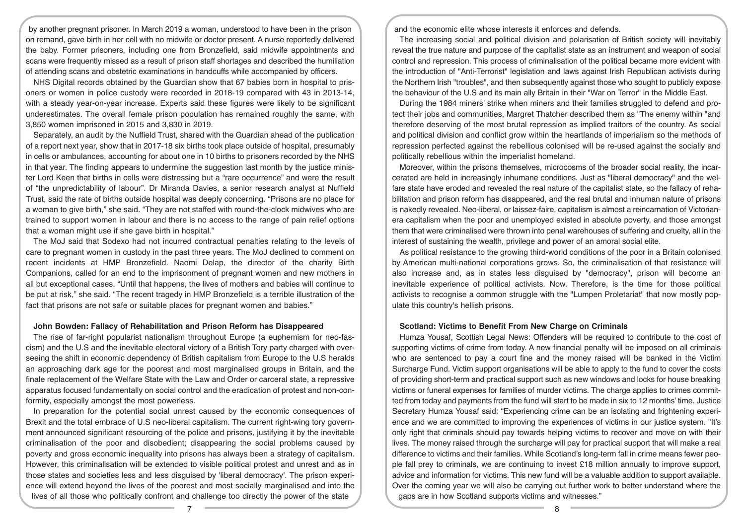by another pregnant prisoner. In March 2019 a woman, understood to have been in the prison on remand, gave birth in her cell with no midwife or doctor present. A nurse reportedly delivered the baby. Former prisoners, including one from Bronzefield, said midwife appointments and scans were frequently missed as a result of prison staff shortages and described the humiliation of attending scans and obstetric examinations in handcuffs while accompanied by officers.

NHS Digital records obtained by the Guardian show that 67 babies born in hospital to prisoners or women in police custody were recorded in 2018-19 compared with 43 in 2013-14, with a steady year-on-year increase. Experts said these figures were likely to be significant underestimates. The overall female prison population has remained roughly the same, with 3,850 women imprisoned in 2015 and 3,830 in 2019.

Separately, an audit by the Nuffield Trust, shared with the Guardian ahead of the publication of a report next year, show that in 2017-18 six births took place outside of hospital, presumably in cells or ambulances, accounting for about one in 10 births to prisoners recorded by the NHS in that year. The finding appears to undermine the suggestion last month by the justice minister Lord Keen that births in cells were distressing but a "rare occurrence" and were the result of "the unpredictability of labour". Dr Miranda Davies, a senior research analyst at Nuffield Trust, said the rate of births outside hospital was deeply concerning. "Prisons are no place for a woman to give birth," she said. "They are not staffed with round-the-clock midwives who are trained to support women in labour and there is no access to the range of pain relief options that a woman might use if she gave birth in hospital."

The MoJ said that Sodexo had not incurred contractual penalties relating to the levels of care to pregnant women in custody in the past three years. The MoJ declined to comment on recent incidents at HMP Bronzefield. Naomi Delap, the director of the charity Birth Companions, called for an end to the imprisonment of pregnant women and new mothers in all but exceptional cases. "Until that happens, the lives of mothers and babies will continue to be put at risk," she said. "The recent tragedy in HMP Bronzefield is a terrible illustration of the fact that prisons are not safe or suitable places for pregnant women and babies."

**John Bowden: Fallacy of Rehabilitation and Prison Reform has Disappeared**

The rise of far-right popularist nationalism throughout Europe (a euphemism for neo-fascism) and the U.S and the inevitable electoral victory of a British Tory party charged with overseeing the shift in economic dependency of British capitalism from Europe to the U.S heralds an approaching dark age for the poorest and most marginalised groups in Britain, and the finale replacement of the Welfare State with the Law and Order or carceral state, a repressive apparatus focused fundamentally on social control and the eradication of protest and non-conformity, especially amongst the most powerless.

In preparation for the potential social unrest caused by the economic consequences of Brexit and the total embrace of U.S neo-liberal capitalism. The current right-wing tory government announced significant resourcing of the police and prisons, justifying it by the inevitable criminalisation of the poor and disobedient; disappearing the social problems caused by poverty and gross economic inequality into prisons has always been a strategy of capitalism. However, this criminalisation will be extended to visible political protest and unrest and as in those states and societies less and less disguised by 'liberal democracy'. The prison experience will extend beyond the lives of the poorest and most socially marginalised and into the lives of all those who politically confront and challenge too directly the power of the state and the economic elite whose interests it enforces and defends.

The increasing social and political division and polarisation of British society will inevitably reveal the true nature and purpose of the capitalist state as an instrument and weapon of social control and repression. This process of criminalisation of the political became more evident with the introduction of "Anti-Terrorist" legislation and laws against Irish Republican activists during the Northern Irish "troubles", and then subsequently against those who sought to publicly expose the behaviour of the U.S and its main ally Britain in their "War on Terror" in the Middle East.

During the 1984 miners' strike when miners and their families struggled to defend and protect their jobs and communities, Margret Thatcher described them as "The enemy within "and therefore deserving of the most brutal repression as implied traitors of the country. As social and political division and conflict grow within the heartlands of imperialism so the methods of repression perfected against the rebellious colonised will be re-used against the socially and politically rebellious within the imperialist homeland.

Moreover, within the prisons themselves, microcosms of the broader social reality, the incarcerated are held in increasingly inhumane conditions. Just as "liberal democracy" and the welfare state have eroded and revealed the real nature of the capitalist state, so the fallacy of rehabilitation and prison reform has disappeared, and the real brutal and inhuman nature of prisons is nakedly revealed. Neo-liberal, or laissez-faire, capitalism is almost a reincarnation of Victorian-era capitalism when the poor and unemployed existed in absolute poverty, and those amongst them that were criminalised were thrown into penal warehouses of suffering and cruelty, all in the interest of sustaining the wealth, privilege and power of an amoral social elite.

As political resistance to the growing third-world conditions of the poor in a Britain colonised by American multi-national corporations grows. So, the criminalisation of that resistance will also increase and, as in states less disguised by "democracy", prison will become an inevitable experience of political activists. Now. Therefore, is the time for those political activists to recognise a common struggle with the "Lumpen Proletariat" that now mostly populate this country's hellish prisons.

**Scotland: Victims to Benefit From New Charge on Criminals**

Humza Yousaf, Scottish Legal News: Offenders will be required to contribute to the cost of supporting victims of crime from today. A new financial penalty will be imposed on all criminals who are sentenced to pay a court fine and the money raised will be banked in the Victim Surcharge Fund. Victim support organisations will be able to apply to the fund to cover the costs of providing short-term and practical support such as new windows and locks for house breaking victims or funeral expenses for families of murder victims. The charge applies to crimes committed from today and payments from the fund will start to be made in six to 12 months' time. Justice Secretary Humza Yousaf said: "Experiencing crime can be an isolating and frightening experience and we are committed to improving the experiences of victims in our justice system. "It's only right that criminals should pay towards helping victims to recover and move on with their lives. The money raised through the surcharge will pay for practical support that will make a real difference to victims and their families. While Scotland's long-term fall in crime means fewer people fall prey to criminals, we are continuing to invest £18 million annually to improve support, advice and information for victims. This new fund will be a valuable addition to support available. Over the coming year we will also be carrying out further work to better understand where the gaps are in how Scotland supports victims and witnesses."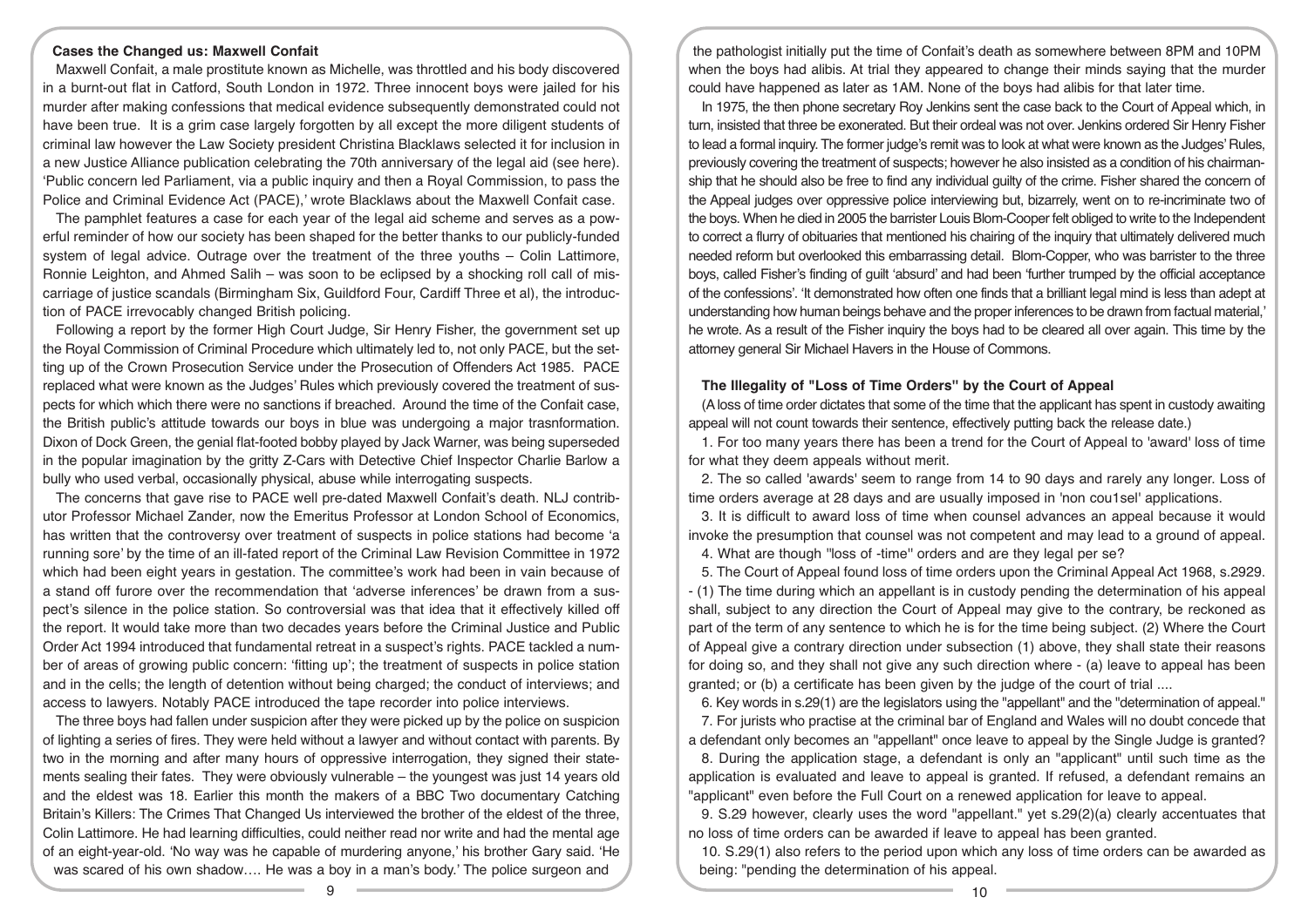## Cases the Changed us: Maxwell Confait

Maxwell Confait, a male prostitute known as Michelle, was throttled and his body discovered in a burnt-out flat in Catford, South London in 1972. Three innocent boys were jailed for his murder after making confessions that medical evidence subsequently demonstrated could not have been true. It is a grim case largely forgotten by all except the more diligent students of criminal law however the Law Society president Christina Blacklaws selected it for inclusion in a new Justice Alliance publication celebrating the 70th anniversary of the legal aid (see here). 'Public concern led Parliament, via a public inquiry and then a Royal Commission, to pass the Police and Criminal Evidence Act (PACE),' wrote Blacklaws about the Maxwell Confait case.

The pamphlet features a case for each year of the legal aid scheme and serves as a powerful reminder of how our society has been shaped for the better thanks to our publicly-funded system of legal advice. Outrage over the treatment of the three youths – Colin Lattimore, Ronnie Leighton, and Ahmed Salih – was soon to be eclipsed by a shocking roll call of miscarriage of justice scandals (Birmingham Six, Guildford Four, Cardiff Three et al), the introduction of PACE irrevocably changed British policing.

Following a report by the former High Court Judge, Sir Henry Fisher, the government set up the Royal Commission of Criminal Procedure which ultimately led to, not only PACE, but the setting up of the Crown Prosecution Service under the Prosecution of Offenders Act 1985. PACE replaced what were known as the Judges' Rules which previously covered the treatment of suspects for which which there were no sanctions if breached. Around the time of the Confait case, the British public's attitude towards our boys in blue was undergoing a major trasnformation. Dixon of Dock Green, the genial flat-footed bobby played by Jack Warner, was being superseded in the popular imagination by the gritty Z-Cars with Detective Chief Inspector Charlie Barlow a bully who used verbal, occasionally physical, abuse while interrogating suspects.

The concerns that gave rise to PACE well pre-dated Maxwell Confait's death. NLJ contributor Professor Michael Zander, now the Emeritus Professor at London School of Economics, has written that the controversy over treatment of suspects in police stations had become 'a running sore' by the time of an ill-fated report of the Criminal Law Revision Committee in 1972 which had been eight years in gestation. The committee's work had been in vain because of a stand off furore over the recommendation that 'adverse inferences' be drawn from a suspect's silence in the police station. So controversial was that idea that it effectively killed off the report. It would take more than two decades years before the Criminal Justice and Public Order Act 1994 introduced that fundamental retreat in a suspect's rights. PACE tackled a number of areas of growing public concern: 'fitting up'; the treatment of suspects in police station and in the cells; the length of detention without being charged; the conduct of interviews; and access to lawyers. Notably PACE introduced the tape recorder into police interviews.

The three boys had fallen under suspicion after they were picked up by the police on suspicion of lighting a series of fires. They were held without a lawyer and without contact with parents. By two in the morning and after many hours of oppressive interrogation, they signed their statements sealing their fates. They were obviously vulnerable – the youngest was just 14 years old and the eldest was 18. Earlier this month the makers of a BBC Two documentary Catching Britain's Killers: The Crimes That Changed Us interviewed the brother of the eldest of the three, Colin Lattimore. He had learning difficulties, could neither read nor write and had the mental age of an eight-year-old. 'No way was he capable of murdering anyone,' his brother Gary said. 'He was scared of his own shadow…. He was a boy in a man's body.' The police surgeon and the pathologist initially put the time of Confait's death as somewhere between 8PM and 10PM when the boys had alibis. At trial they appeared to change their minds saying that the murder could have happened as later as 1AM. None of the boys had alibis for that later time.

In 1975, the then phone secretary Roy Jenkins sent the case back to the Court of Appeal which, in turn, insisted that three be exonerated. But their ordeal was not over. Jenkins ordered Sir Henry Fisher to lead a formal inquiry. The former judge's remit was to look at what were known as the Judges' Rules, previously covering the treatment of suspects; however he also insisted as a condition of his chairmanship that he should also be free to find any individual guilty of the crime. Fisher shared the concern of the Appeal judges over oppressive police interviewing but, bizarrely, went on to re-incriminate two of the boys. When he died in 2005 the barrister Louis Blom-Cooper felt obliged to write to the Independent to correct a flurry of obituaries that mentioned his chairing of the inquiry that ultimately delivered much needed reform but overlooked this embarrassing detail. Blom-Copper, who was barrister to the three boys, called Fisher's finding of guilt 'absurd' and had been 'further trumped by the official acceptance of the confessions'. 'It demonstrated how often one finds that a brilliant legal mind is less than adept at understanding how human beings behave and the proper inferences to be drawn from factual material,' he wrote. As a result of the Fisher inquiry the boys had to be cleared all over again. This time by the attorney general Sir Michael Havers in the House of Commons.

## The Illegality of "Loss of Time Orders" by the Court of Appeal

(A loss of time order dictates that some of the time that the applicant has spent in custody awaiting appeal will not count towards their sentence, effectively putting back the release date.)

1. For too many years there has been a trend for the Court of Appeal to 'award' loss of time for what they deem appeals without merit.

2. The so called 'awards' seem to range from 14 to 90 days and rarely any longer. Loss of time orders average at 28 days and are usually imposed in 'non cou1sel' applications.

3. It is difficult to award loss of time when counsel advances an appeal because it would invoke the presumption that counsel was not competent and may lead to a ground of appeal.

4. What are though "loss of -time" orders and are they legal per se?

5. The Court of Appeal found loss of time orders upon the Criminal Appeal Act 1968, s.2929. - (1) The time during which an appellant is in custody pending the determination of his appeal shall, subject to any direction the Court of Appeal may give to the contrary, be reckoned as part of the term of any sentence to which he is for the time being subject. (2) Where the Court of Appeal give a contrary direction under subsection (1) above, they shall state their reasons for doing so, and they shall not give any such direction where - (a) leave to appeal has been granted; or (b) a certificate has been given by the judge of the court of trial ....

6. Key words in s.29(1) are the legislators using the "appellant" and the "determination of appeal."

7. For jurists who practise at the criminal bar of England and Wales will no doubt concede that a defendant only becomes an "appellant" once leave to appeal by the Single Judge is granted?

8. During the application stage, a defendant is only an "applicant" until such time as the application is evaluated and leave to appeal is granted. If refused, a defendant remains an "applicant" even before the Full Court on a renewed application for leave to appeal.

9. S.29 however, clearly uses the word "appellant." yet s.29(2)(a) clearly accentuates that no loss of time orders can be awarded if leave to appeal has been granted.

10. S.29(1) also refers to the period upon which any loss of time orders can be awarded as being: "pending the determination of his appeal.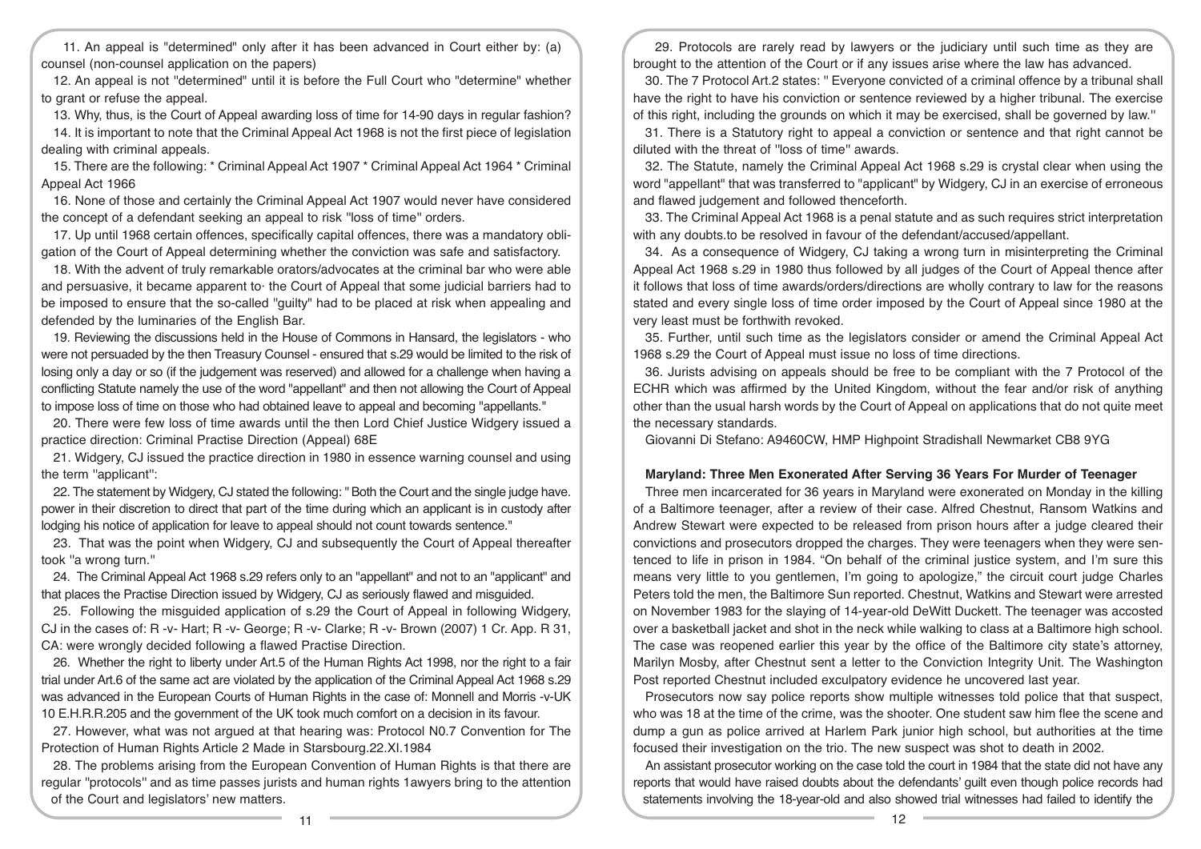11. An appeal is "determined" only after it has been advanced in Court either by: (a) counsel (non-counsel application on the papers)

12. An appeal is not "determined" until it is before the Full Court who "determine" whether to grant or refuse the appeal.

13. Why, thus, is the Court of Appeal awarding loss of time for 14-90 days in regular fashion?

14. It is important to note that the Criminal Appeal Act 1968 is not the first piece of legislation dealing with criminal appeals.

15. There are the following: * Criminal Appeal Act 1907 * Criminal Appeal Act 1964 * Criminal Appeal Act 1966

16. None of those and certainly the Criminal Appeal Act 1907 would never have considered the concept of a defendant seeking an appeal to risk "loss of time" orders.

17. Up until 1968 certain offences, specifically capital offences, there was a mandatory obligation of the Court of Appeal determining whether the conviction was safe and satisfactory.

18. With the advent of truly remarkable orators/advocates at the criminal bar who were able and persuasive, it became apparent to· the Court of Appeal that some judicial barriers had to be imposed to ensure that the so-called "guilty" had to be placed at risk when appealing and defended by the luminaries of the English Bar.

19. Reviewing the discussions held in the House of Commons in Hansard, the legislators - who were not persuaded by the then Treasury Counsel - ensured that s.29 would be limited to the risk of losing only a day or so (if the judgement was reserved) and allowed for a challenge when having a conflicting Statute namely the use of the word "appellant" and then not allowing the Court of Appeal to impose loss of time on those who had obtained leave to appeal and becoming "appellants."

20. There were few loss of time awards until the then Lord Chief Justice Widgery issued a practice direction: Criminal Practise Direction (Appeal) 68E

21. Widgery, CJ issued the practice direction in 1980 in essence warning counsel and using the term "applicant":

22. The statement by Widgery, CJ stated the following: " Both the Court and the single judge have. power in their discretion to direct that part of the time during which an applicant is in custody after lodging his notice of application for leave to appeal should not count towards sentence."

23. That was the point when Widgery, CJ and subsequently the Court of Appeal thereafter took "a wrong turn."

24. The Criminal Appeal Act 1968 s.29 refers only to an "appellant" and not to an "applicant" and that places the Practise Direction issued by Widgery, CJ as seriously flawed and misguided.

25. Following the misguided application of s.29 the Court of Appeal in following Widgery, CJ in the cases of: R -v- Hart; R -v- George; R -v- Clarke; R -v- Brown (2007) 1 Cr. App. R 31, CA: were wrongly decided following a flawed Practise Direction.

26. Whether the right to liberty under Art.5 of the Human Rights Act 1998, nor the right to a fair trial under Art.6 of the same act are violated by the application of the Criminal Appeal Act 1968 s.29 was advanced in the European Courts of Human Rights in the case of: Monnell and Morris -v-UK 10 E.H.R.R.205 and the government of the UK took much comfort on a decision in its favour.

27. However, what was not argued at that hearing was: Protocol N0.7 Convention for The Protection of Human Rights Article 2 Made in Starsbourg.22.XI.1984

28. The problems arising from the European Convention of Human Rights is that there are regular "protocols" and as time passes jurists and human rights 1awyers bring to the attention of the Court and legislators' new matters.

29. Protocols are rarely read by lawyers or the judiciary until such time as they are brought to the attention of the Court or if any issues arise where the law has advanced.

30. The 7 Protocol Art.2 states: " Everyone convicted of a criminal offence by a tribunal shall have the right to have his conviction or sentence reviewed by a higher tribunal. The exercise of this right, including the grounds on which it may be exercised, shall be governed by law."

31. There is a Statutory right to appeal a conviction or sentence and that right cannot be diluted with the threat of "loss of time" awards.

32. The Statute, namely the Criminal Appeal Act 1968 s.29 is crystal clear when using the word "appellant" that was transferred to "applicant" by Widgery, CJ in an exercise of erroneous and flawed judgement and followed thenceforth.

33. The Criminal Appeal Act 1968 is a penal statute and as such requires strict interpretation with any doubts.to be resolved in favour of the defendant/accused/appellant.

34. As a consequence of Widgery, CJ taking a wrong turn in misinterpreting the Criminal Appeal Act 1968 s.29 in 1980 thus followed by all judges of the Court of Appeal thence after it follows that loss of time awards/orders/directions are wholly contrary to law for the reasons stated and every single loss of time order imposed by the Court of Appeal since 1980 at the very least must be forthwith revoked.

35. Further, until such time as the legislators consider or amend the Criminal Appeal Act 1968 s.29 the Court of Appeal must issue no loss of time directions.

36. Jurists advising on appeals should be free to be compliant with the 7 Protocol of the ECHR which was affirmed by the United Kingdom, without the fear and/or risk of anything other than the usual harsh words by the Court of Appeal on applications that do not quite meet the necessary standards.

Giovanni Di Stefano: A9460CW, HMP Highpoint Stradishall Newmarket CB8 9YG

**Maryland: Three Men Exonerated After Serving 36 Years For Murder of Teenager**

Three men incarcerated for 36 years in Maryland were exonerated on Monday in the killing of a Baltimore teenager, after a review of their case. Alfred Chestnut, Ransom Watkins and Andrew Stewart were expected to be released from prison hours after a judge cleared their convictions and prosecutors dropped the charges. They were teenagers when they were sentenced to life in prison in 1984. "On behalf of the criminal justice system, and I'm sure this means very little to you gentlemen, I'm going to apologize," the circuit court judge Charles Peters told the men, the Baltimore Sun reported. Chestnut, Watkins and Stewart were arrested on November 1983 for the slaying of 14-year-old DeWitt Duckett. The teenager was accosted over a basketball jacket and shot in the neck while walking to class at a Baltimore high school. The case was reopened earlier this year by the office of the Baltimore city state's attorney, Marilyn Mosby, after Chestnut sent a letter to the Conviction Integrity Unit. The Washington Post reported Chestnut included exculpatory evidence he uncovered last year.

Prosecutors now say police reports show multiple witnesses told police that that suspect, who was 18 at the time of the crime, was the shooter. One student saw him flee the scene and dump a gun as police arrived at Harlem Park junior high school, but authorities at the time focused their investigation on the trio. The new suspect was shot to death in 2002.

An assistant prosecutor working on the case told the court in 1984 that the state did not have any reports that would have raised doubts about the defendants' guilt even though police records had statements involving the 18-year-old and also showed trial witnesses had failed to identify the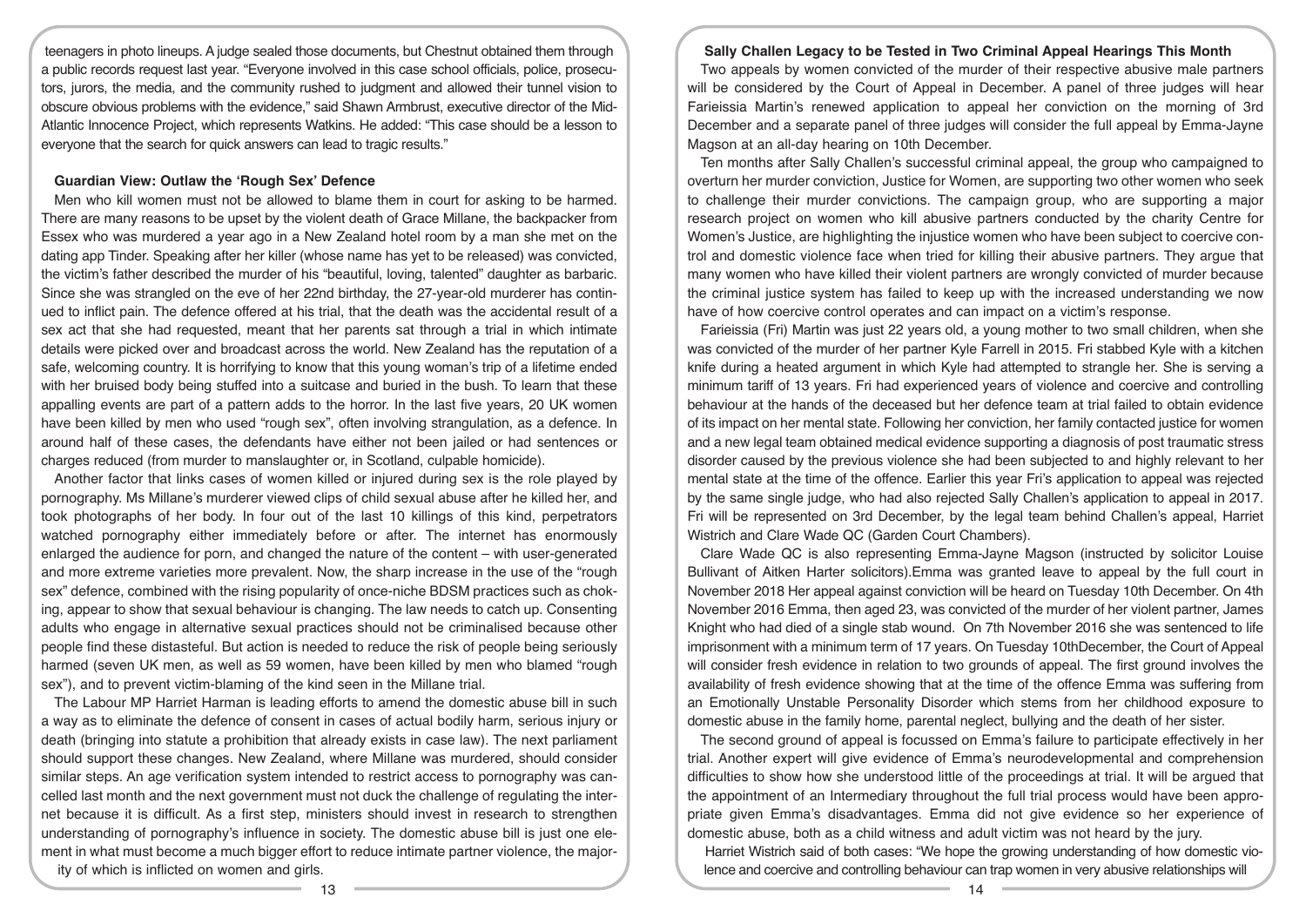teenagers in photo lineups. A judge sealed those documents, but Chestnut obtained them through a public records request last year. "Everyone involved in this case school officials, police, prosecutors, jurors, the media, and the community rushed to judgment and allowed their tunnel vision to obscure obvious problems with the evidence," said Shawn Armbrust, executive director of the Mid-Atlantic Innocence Project, which represents Watkins. He added: "This case should be a lesson to everyone that the search for quick answers can lead to tragic results."

### Guardian View: Outlaw the 'Rough Sex' Defence

Men who kill women must not be allowed to blame them in court for asking to be harmed. There are many reasons to be upset by the violent death of Grace Millane, the backpacker from Essex who was murdered a year ago in a New Zealand hotel room by a man she met on the dating app Tinder. Speaking after her killer (whose name has yet to be released) was convicted, the victim's father described the murder of his "beautiful, loving, talented" daughter as barbaric. Since she was strangled on the eve of her 22nd birthday, the 27-year-old murderer has continued to inflict pain. The defence offered at his trial, that the death was the accidental result of a sex act that she had requested, meant that her parents sat through a trial in which intimate details were picked over and broadcast across the world. New Zealand has the reputation of a safe, welcoming country. It is horrifying to know that this young woman's trip of a lifetime ended with her bruised body being stuffed into a suitcase and buried in the bush. To learn that these appalling events are part of a pattern adds to the horror. In the last five years, 20 UK women have been killed by men who used "rough sex", often involving strangulation, as a defence. In around half of these cases, the defendants have either not been jailed or had sentences or charges reduced (from murder to manslaughter or, in Scotland, culpable homicide).

Another factor that links cases of women killed or injured during sex is the role played by pornography. Ms Millane's murderer viewed clips of child sexual abuse after he killed her, and took photographs of her body. In four out of the last 10 killings of this kind, perpetrators watched pornography either immediately before or after. The internet has enormously enlarged the audience for porn, and changed the nature of the content – with user-generated and more extreme varieties more prevalent. Now, the sharp increase in the use of the "rough sex" defence, combined with the rising popularity of once-niche BDSM practices such as choking, appear to show that sexual behaviour is changing. The law needs to catch up. Consenting adults who engage in alternative sexual practices should not be criminalised because other people find these distasteful. But action is needed to reduce the risk of people being seriously harmed (seven UK men, as well as 59 women, have been killed by men who blamed "rough sex"), and to prevent victim-blaming of the kind seen in the Millane trial.

The Labour MP Harriet Harman is leading efforts to amend the domestic abuse bill in such a way as to eliminate the defence of consent in cases of actual bodily harm, serious injury or death (bringing into statute a prohibition that already exists in case law). The next parliament should support these changes. New Zealand, where Millane was murdered, should consider similar steps. An age verification system intended to restrict access to pornography was cancelled last month and the next government must not duck the challenge of regulating the internet because it is difficult. As a first step, ministers should invest in research to strengthen understanding of pornography's influence in society. The domestic abuse bill is just one element in what must become a much bigger effort to reduce intimate partner violence, the majority of which is inflicted on women and girls.

### Sally Challen Legacy to be Tested in Two Criminal Appeal Hearings This Month

Two appeals by women convicted of the murder of their respective abusive male partners will be considered by the Court of Appeal in December. A panel of three judges will hear Farieissia Martin's renewed application to appeal her conviction on the morning of 3rd December and a separate panel of three judges will consider the full appeal by Emma-Jayne Magson at an all-day hearing on 10th December.

Ten months after Sally Challen's successful criminal appeal, the group who campaigned to overturn her murder conviction, Justice for Women, are supporting two other women who seek to challenge their murder convictions. The campaign group, who are supporting a major research project on women who kill abusive partners conducted by the charity Centre for Women's Justice, are highlighting the injustice women who have been subject to coercive control and domestic violence face when tried for killing their abusive partners. They argue that many women who have killed their violent partners are wrongly convicted of murder because the criminal justice system has failed to keep up with the increased understanding we now have of how coercive control operates and can impact on a victim's response.

Farieissia (Fri) Martin was just 22 years old, a young mother to two small children, when she was convicted of the murder of her partner Kyle Farrell in 2015. Fri stabbed Kyle with a kitchen knife during a heated argument in which Kyle had attempted to strangle her. She is serving a minimum tariff of 13 years. Fri had experienced years of violence and coercive and controlling behaviour at the hands of the deceased but her defence team at trial failed to obtain evidence of its impact on her mental state. Following her conviction, her family contacted justice for women and a new legal team obtained medical evidence supporting a diagnosis of post traumatic stress disorder caused by the previous violence she had been subjected to and highly relevant to her mental state at the time of the offence. Earlier this year Fri's application to appeal was rejected by the same single judge, who had also rejected Sally Challen's application to appeal in 2017. Fri will be represented on 3rd December, by the legal team behind Challen's appeal, Harriet Wistrich and Clare Wade QC (Garden Court Chambers).

Clare Wade QC is also representing Emma-Jayne Magson (instructed by solicitor Louise Bullivant of Aitken Harter solicitors).Emma was granted leave to appeal by the full court in November 2018 Her appeal against conviction will be heard on Tuesday 10th December. On 4th November 2016 Emma, then aged 23, was convicted of the murder of her violent partner, James Knight who had died of a single stab wound. On 7th November 2016 she was sentenced to life imprisonment with a minimum term of 17 years. On Tuesday 10thDecember, the Court of Appeal will consider fresh evidence in relation to two grounds of appeal. The first ground involves the availability of fresh evidence showing that at the time of the offence Emma was suffering from an Emotionally Unstable Personality Disorder which stems from her childhood exposure to domestic abuse in the family home, parental neglect, bullying and the death of her sister.

The second ground of appeal is focussed on Emma's failure to participate effectively in her trial. Another expert will give evidence of Emma's neurodevelopmental and comprehension difficulties to show how she understood little of the proceedings at trial. It will be argued that the appointment of an Intermediary throughout the full trial process would have been appropriate given Emma's disadvantages. Emma did not give evidence so her experience of domestic abuse, both as a child witness and adult victim was not heard by the jury.

Harriet Wistrich said of both cases: "We hope the growing understanding of how domestic violence and coercive and controlling behaviour can trap women in very abusive relationships will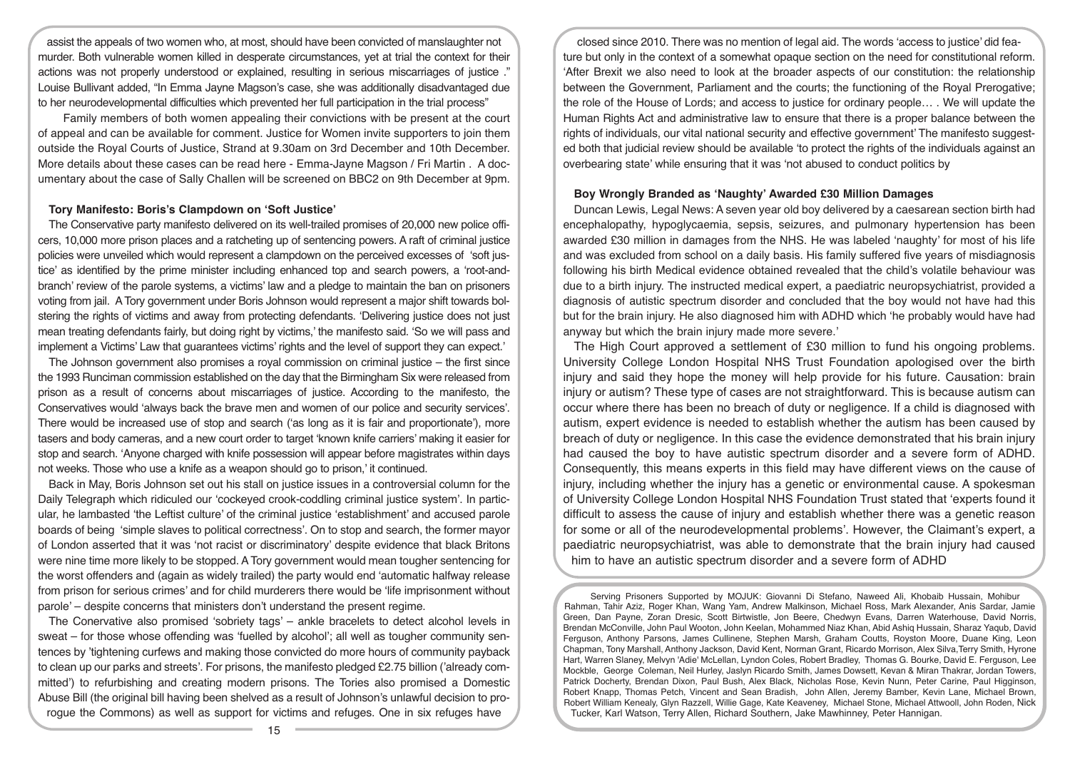assist the appeals of two women who, at most, should have been convicted of manslaughter not murder. Both vulnerable women killed in desperate circumstances, yet at trial the context for their actions was not properly understood or explained, resulting in serious miscarriages of justice ." Louise Bullivant added, "In Emma Jayne Magson's case, she was additionally disadvantaged due to her neurodevelopmental difficulties which prevented her full participation in the trial process"

Family members of both women appealing their convictions with be present at the court of appeal and can be available for comment. Justice for Women invite supporters to join them outside the Royal Courts of Justice, Strand at 9.30am on 3rd December and 10th December. More details about these cases can be read here - Emma-Jayne Magson / Fri Martin . A documentary about the case of Sally Challen will be screened on BBC2 on 9th December at 9pm.

### Tory Manifesto: Boris's Clampdown on 'Soft Justice'

The Conservative party manifesto delivered on its well-trailed promises of 20,000 new police officers, 10,000 more prison places and a ratcheting up of sentencing powers. A raft of criminal justice policies were unveiled which would represent a clampdown on the perceived excesses of 'soft justice' as identified by the prime minister including enhanced top and search powers, a 'root-and-branch' review of the parole systems, a victims' law and a pledge to maintain the ban on prisoners voting from jail. A Tory government under Boris Johnson would represent a major shift towards bolstering the rights of victims and away from protecting defendants. 'Delivering justice does not just mean treating defendants fairly, but doing right by victims,' the manifesto said. 'So we will pass and implement a Victims' Law that guarantees victims' rights and the level of support they can expect.'

The Johnson government also promises a royal commission on criminal justice – the first since the 1993 Runciman commission established on the day that the Birmingham Six were released from prison as a result of concerns about miscarriages of justice. According to the manifesto, the Conservatives would 'always back the brave men and women of our police and security services'. There would be increased use of stop and search ('as long as it is fair and proportionate'), more tasers and body cameras, and a new court order to target 'known knife carriers' making it easier for stop and search. 'Anyone charged with knife possession will appear before magistrates within days not weeks. Those who use a knife as a weapon should go to prison,' it continued.

Back in May, Boris Johnson set out his stall on justice issues in a controversial column for the Daily Telegraph which ridiculed our 'cockeyed crook-coddling criminal justice system'. In particular, he lambasted 'the Leftist culture' of the criminal justice 'establishment' and accused parole boards of being 'simple slaves to political correctness'. On to stop and search, the former mayor of London asserted that it was 'not racist or discriminatory' despite evidence that black Britons were nine time more likely to be stopped. A Tory government would mean tougher sentencing for the worst offenders and (again as widely trailed) the party would end 'automatic halfway release from prison for serious crimes' and for child murderers there would be 'life imprisonment without parole' – despite concerns that ministers don't understand the present regime.

The Conervative also promised 'sobriety tags' – ankle bracelets to detect alcohol levels in sweat – for those whose offending was 'fuelled by alcohol'; all well as tougher community sentences by 'tightening curfews and making those convicted do more hours of community payback to clean up our parks and streets'. For prisons, the manifesto pledged £2.75 billion ('already committed') to refurbishing and creating modern prisons. The Tories also promised a Domestic Abuse Bill (the original bill having been shelved as a result of Johnson's unlawful decision to prorogue the Commons) as well as support for victims and refuges. One in six refuges have closed since 2010. There was no mention of legal aid. The words 'access to justice' did feature but only in the context of a somewhat opaque section on the need for constitutional reform. 'After Brexit we also need to look at the broader aspects of our constitution: the relationship between the Government, Parliament and the courts; the functioning of the Royal Prerogative; the role of the House of Lords; and access to justice for ordinary people… . We will update the Human Rights Act and administrative law to ensure that there is a proper balance between the rights of individuals, our vital national security and effective government' The manifesto suggested both that judicial review should be available 'to protect the rights of the individuals against an overbearing state' while ensuring that it was 'not abused to conduct politics by

### Boy Wrongly Branded as 'Naughty' Awarded £30 Million Damages

Duncan Lewis, Legal News: A seven year old boy delivered by a caesarean section birth had encephalopathy, hypoglycaemia, sepsis, seizures, and pulmonary hypertension has been awarded £30 million in damages from the NHS. He was labeled 'naughty' for most of his life and was excluded from school on a daily basis. His family suffered five years of misdiagnosis following his birth Medical evidence obtained revealed that the child's volatile behaviour was due to a birth injury. The instructed medical expert, a paediatric neuropsychiatrist, provided a diagnosis of autistic spectrum disorder and concluded that the boy would not have had this but for the brain injury. He also diagnosed him with ADHD which 'he probably would have had anyway but which the brain injury made more severe.'

The High Court approved a settlement of £30 million to fund his ongoing problems. University College London Hospital NHS Trust Foundation apologised over the birth injury and said they hope the money will help provide for his future. Causation: brain injury or autism? These type of cases are not straightforward. This is because autism can occur where there has been no breach of duty or negligence. If a child is diagnosed with autism, expert evidence is needed to establish whether the autism has been caused by breach of duty or negligence. In this case the evidence demonstrated that his brain injury had caused the boy to have autistic spectrum disorder and a severe form of ADHD. Consequently, this means experts in this field may have different views on the cause of injury, including whether the injury has a genetic or environmental cause. A spokesman of University College London Hospital NHS Foundation Trust stated that 'experts found it difficult to assess the cause of injury and establish whether there was a genetic reason for some or all of the neurodevelopmental problems'. However, the Claimant's expert, a paediatric neuropsychiatrist, was able to demonstrate that the brain injury had caused him to have an autistic spectrum disorder and a severe form of ADHD

Serving Prisoners Supported by MOJUK: Giovanni Di Stefano, Naweed Ali, Khobaib Hussain, Mohibur Rahman, Tahir Aziz, Roger Khan, Wang Yam, Andrew Malkinson, Michael Ross, Mark Alexander, Anis Sardar, Jamie Green, Dan Payne, Zoran Dresic, Scott Birtwistle, Jon Beere, Chedwyn Evans, Darren Waterhouse, David Norris, Brendan McConville, John Paul Wooton, John Keelan, Mohammed Niaz Khan, Abid Ashiq Hussain, Sharaz Yaqub, David Ferguson, Anthony Parsons, James Cullinene, Stephen Marsh, Graham Coutts, Royston Moore, Duane King, Leon Chapman, Tony Marshall, Anthony Jackson, David Kent, Norman Grant, Ricardo Morrison, Alex Silva,Terry Smith, Hyrone Hart, Warren Slaney, Melvyn 'Adie' McLellan, Lyndon Coles, Robert Bradley, Thomas G. Bourke, David E. Ferguson, Lee Mockble, George Coleman, Neil Hurley, Jaslyn Ricardo Smith, James Dowsett, Kevan & Miran Thakrar, Jordan Towers, Patrick Docherty, Brendan Dixon, Paul Bush, Alex Black, Nicholas Rose, Kevin Nunn, Peter Carine, Paul Higginson, Robert Knapp, Thomas Petch, Vincent and Sean Bradish, John Allen, Jeremy Bamber, Kevin Lane, Michael Brown, Robert William Kenealy, Glyn Razzell, Willie Gage, Kate Keaveney, Michael Stone, Michael Attwooll, John Roden, Nick Tucker, Karl Watson, Terry Allen, Richard Southern, Jake Mawhinney, Peter Hannigan.